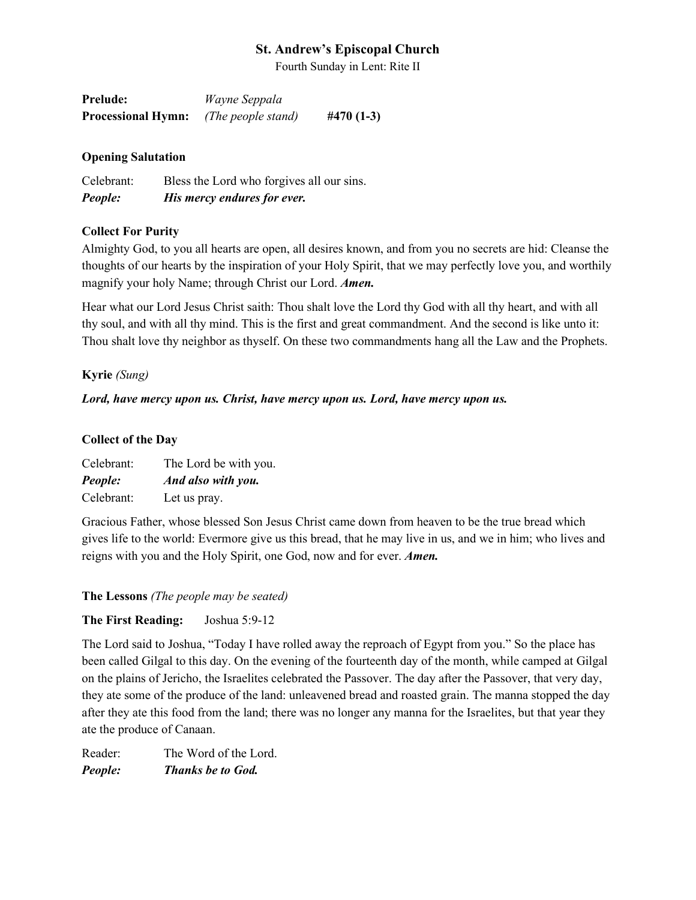# St. Andrew's Episcopal Church

Fourth Sunday in Lent: Rite II

**Prelude:** *Wayne Seppala*
**Processional Hymn:** *(The people stand)* **#470 (1-3)**

**Opening Salutation**

Celebrant: Bless the Lord who forgives all our sins.
***People: His mercy endures for ever.***

**Collect For Purity**

Almighty God, to you all hearts are open, all desires known, and from you no secrets are hid: Cleanse the thoughts of our hearts by the inspiration of your Holy Spirit, that we may perfectly love you, and worthily magnify your holy Name; through Christ our Lord. ***Amen.***

Hear what our Lord Jesus Christ saith: Thou shalt love the Lord thy God with all thy heart, and with all thy soul, and with all thy mind. This is the first and great commandment. And the second is like unto it: Thou shalt love thy neighbor as thyself. On these two commandments hang all the Law and the Prophets.

**Kyrie** *(Sung)*

***Lord, have mercy upon us. Christ, have mercy upon us. Lord, have mercy upon us.***

**Collect of the Day**

Celebrant: The Lord be with you.
***People: And also with you.***
Celebrant: Let us pray.

Gracious Father, whose blessed Son Jesus Christ came down from heaven to be the true bread which gives life to the world: Evermore give us this bread, that he may live in us, and we in him; who lives and reigns with you and the Holy Spirit, one God, now and for ever. ***Amen.***

**The Lessons** *(The people may be seated)*

**The First Reading:** Joshua 5:9-12

The Lord said to Joshua, "Today I have rolled away the reproach of Egypt from you." So the place has been called Gilgal to this day. On the evening of the fourteenth day of the month, while camped at Gilgal on the plains of Jericho, the Israelites celebrated the Passover. The day after the Passover, that very day, they ate some of the produce of the land: unleavened bread and roasted grain. The manna stopped the day after they ate this food from the land; there was no longer any manna for the Israelites, but that year they ate the produce of Canaan.

Reader: The Word of the Lord.
***People: Thanks be to God.***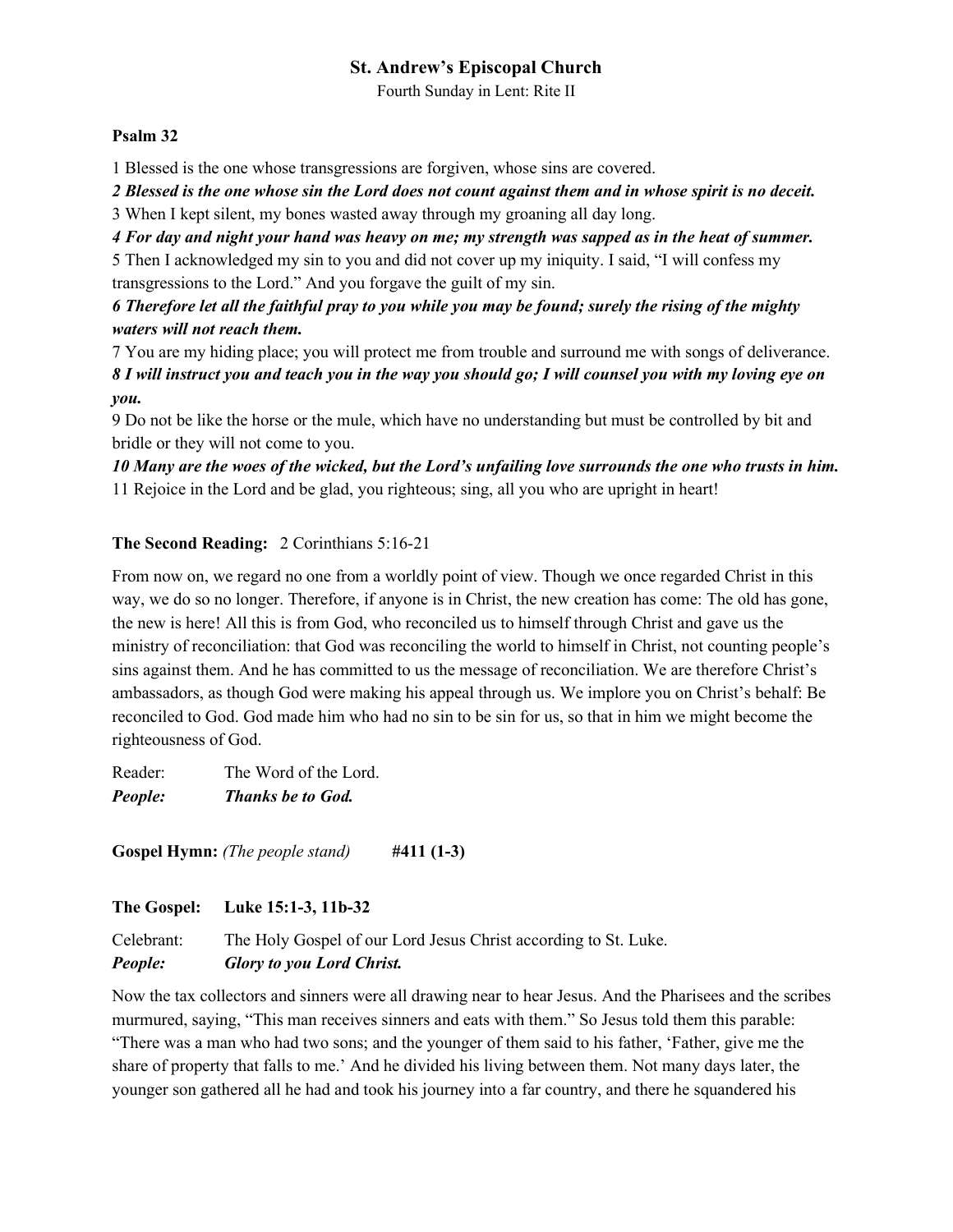**St. Andrew's Episcopal Church**

Fourth Sunday in Lent: Rite II

**Psalm 32**

1 Blessed is the one whose transgressions are forgiven, whose sins are covered.

***2 Blessed is the one whose sin the Lord does not count against them and in whose spirit is no deceit.***

3 When I kept silent, my bones wasted away through my groaning all day long.

***4 For day and night your hand was heavy on me; my strength was sapped as in the heat of summer.***

5 Then I acknowledged my sin to you and did not cover up my iniquity. I said, "I will confess my transgressions to the Lord." And you forgave the guilt of my sin.

***6 Therefore let all the faithful pray to you while you may be found; surely the rising of the mighty waters will not reach them.***

7 You are my hiding place; you will protect me from trouble and surround me with songs of deliverance.

***8 I will instruct you and teach you in the way you should go; I will counsel you with my loving eye on you.***

9 Do not be like the horse or the mule, which have no understanding but must be controlled by bit and bridle or they will not come to you.

***10 Many are the woes of the wicked, but the Lord's unfailing love surrounds the one who trusts in him.***

11 Rejoice in the Lord and be glad, you righteous; sing, all you who are upright in heart!

**The Second Reading:** 2 Corinthians 5:16-21

From now on, we regard no one from a worldly point of view. Though we once regarded Christ in this way, we do so no longer. Therefore, if anyone is in Christ, the new creation has come: The old has gone, the new is here! All this is from God, who reconciled us to himself through Christ and gave us the ministry of reconciliation: that God was reconciling the world to himself in Christ, not counting people's sins against them. And he has committed to us the message of reconciliation. We are therefore Christ's ambassadors, as though God were making his appeal through us. We implore you on Christ's behalf: Be reconciled to God. God made him who had no sin to be sin for us, so that in him we might become the righteousness of God.

Reader: The Word of the Lord.
***People: Thanks be to God.***

**Gospel Hymn:** *(The people stand)* **#411 (1-3)**

**The Gospel: Luke 15:1-3, 11b-32**

Celebrant: The Holy Gospel of our Lord Jesus Christ according to St. Luke.
***People: Glory to you Lord Christ.***

Now the tax collectors and sinners were all drawing near to hear Jesus. And the Pharisees and the scribes murmured, saying, "This man receives sinners and eats with them." So Jesus told them this parable: "There was a man who had two sons; and the younger of them said to his father, 'Father, give me the share of property that falls to me.' And he divided his living between them. Not many days later, the younger son gathered all he had and took his journey into a far country, and there he squandered his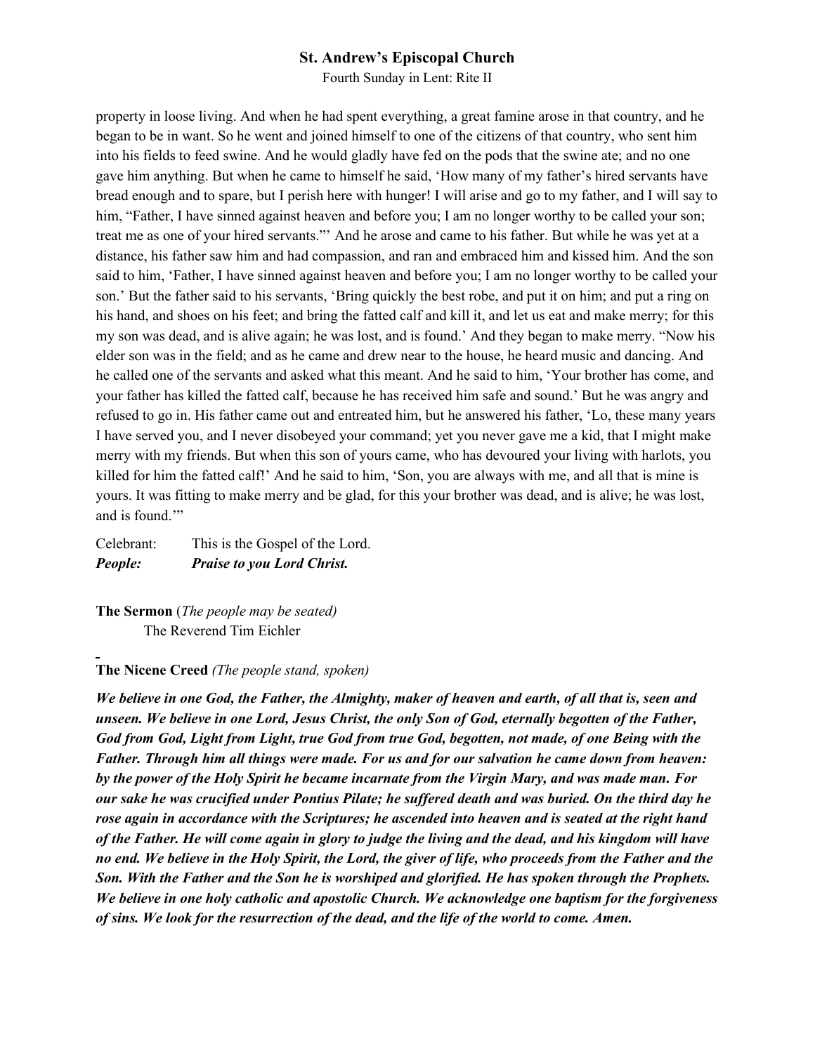property in loose living. And when he had spent everything, a great famine arose in that country, and he began to be in want. So he went and joined himself to one of the citizens of that country, who sent him into his fields to feed swine. And he would gladly have fed on the pods that the swine ate; and no one gave him anything. But when he came to himself he said, 'How many of my father's hired servants have bread enough and to spare, but I perish here with hunger! I will arise and go to my father, and I will say to him, "Father, I have sinned against heaven and before you; I am no longer worthy to be called your son; treat me as one of your hired servants."' And he arose and came to his father. But while he was yet at a distance, his father saw him and had compassion, and ran and embraced him and kissed him. And the son said to him, 'Father, I have sinned against heaven and before you; I am no longer worthy to be called your son.' But the father said to his servants, 'Bring quickly the best robe, and put it on him; and put a ring on his hand, and shoes on his feet; and bring the fatted calf and kill it, and let us eat and make merry; for this my son was dead, and is alive again; he was lost, and is found.' And they began to make merry. "Now his elder son was in the field; and as he came and drew near to the house, he heard music and dancing. And he called one of the servants and asked what this meant. And he said to him, 'Your brother has come, and your father has killed the fatted calf, because he has received him safe and sound.' But he was angry and refused to go in. His father came out and entreated him, but he answered his father, 'Lo, these many years I have served you, and I never disobeyed your command; yet you never gave me a kid, that I might make merry with my friends. But when this son of yours came, who has devoured your living with harlots, you killed for him the fatted calf!' And he said to him, 'Son, you are always with me, and all that is mine is yours. It was fitting to make merry and be glad, for this your brother was dead, and is alive; he was lost, and is found.'"

Celebrant: This is the Gospel of the Lord.
***People:*** ***Praise to you Lord Christ.***

**The Sermon** (*The people may be seated*)
The Reverend Tim Eichler

**The Nicene Creed** *(The people stand, spoken)*

***We believe in one God, the Father, the Almighty, maker of heaven and earth, of all that is, seen and unseen. We believe in one Lord, Jesus Christ, the only Son of God, eternally begotten of the Father, God from God, Light from Light, true God from true God, begotten, not made, of one Being with the Father. Through him all things were made. For us and for our salvation he came down from heaven: by the power of the Holy Spirit he became incarnate from the Virgin Mary, and was made man. For our sake he was crucified under Pontius Pilate; he suffered death and was buried. On the third day he rose again in accordance with the Scriptures; he ascended into heaven and is seated at the right hand of the Father. He will come again in glory to judge the living and the dead, and his kingdom will have no end. We believe in the Holy Spirit, the Lord, the giver of life, who proceeds from the Father and the Son. With the Father and the Son he is worshiped and glorified. He has spoken through the Prophets. We believe in one holy catholic and apostolic Church. We acknowledge one baptism for the forgiveness of sins. We look for the resurrection of the dead, and the life of the world to come. Amen.***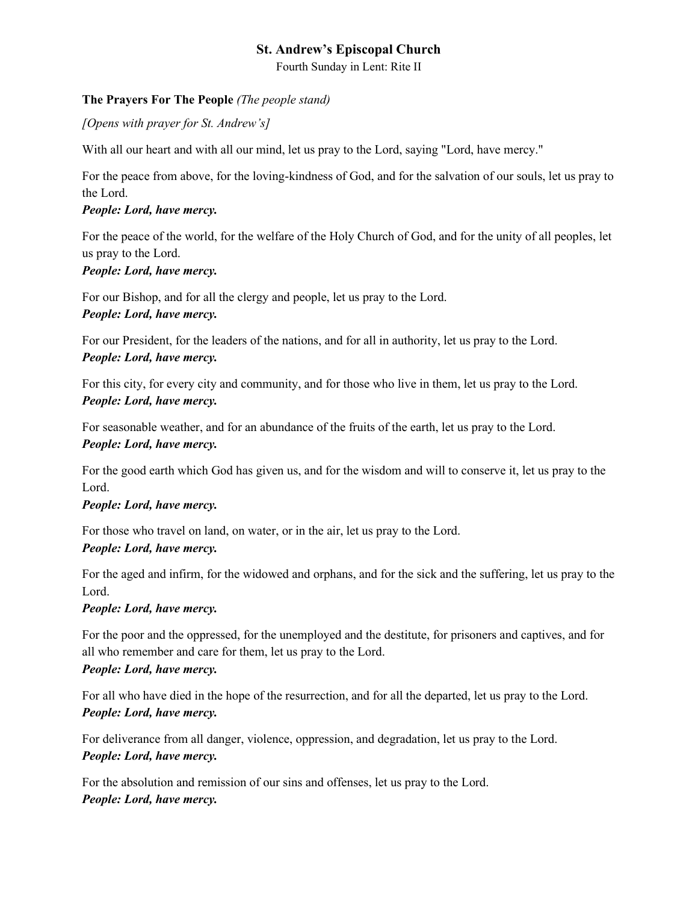**The Prayers For The People** *(The people stand)*

*[Opens with prayer for St. Andrew's]*

With all our heart and with all our mind, let us pray to the Lord, saying "Lord, have mercy."

For the peace from above, for the loving-kindness of God, and for the salvation of our souls, let us pray to the Lord.
***People: Lord, have mercy.***

For the peace of the world, for the welfare of the Holy Church of God, and for the unity of all peoples, let us pray to the Lord.
***People: Lord, have mercy.***

For our Bishop, and for all the clergy and people, let us pray to the Lord.
***People: Lord, have mercy.***

For our President, for the leaders of the nations, and for all in authority, let us pray to the Lord.
***People: Lord, have mercy.***

For this city, for every city and community, and for those who live in them, let us pray to the Lord.
***People: Lord, have mercy.***

For seasonable weather, and for an abundance of the fruits of the earth, let us pray to the Lord.
***People: Lord, have mercy.***

For the good earth which God has given us, and for the wisdom and will to conserve it, let us pray to the Lord.
***People: Lord, have mercy.***

For those who travel on land, on water, or in the air, let us pray to the Lord.
***People: Lord, have mercy.***

For the aged and infirm, for the widowed and orphans, and for the sick and the suffering, let us pray to the Lord.
***People: Lord, have mercy.***

For the poor and the oppressed, for the unemployed and the destitute, for prisoners and captives, and for all who remember and care for them, let us pray to the Lord.
***People: Lord, have mercy.***

For all who have died in the hope of the resurrection, and for all the departed, let us pray to the Lord.
***People: Lord, have mercy.***

For deliverance from all danger, violence, oppression, and degradation, let us pray to the Lord.
***People: Lord, have mercy.***

For the absolution and remission of our sins and offenses, let us pray to the Lord.
***People: Lord, have mercy.***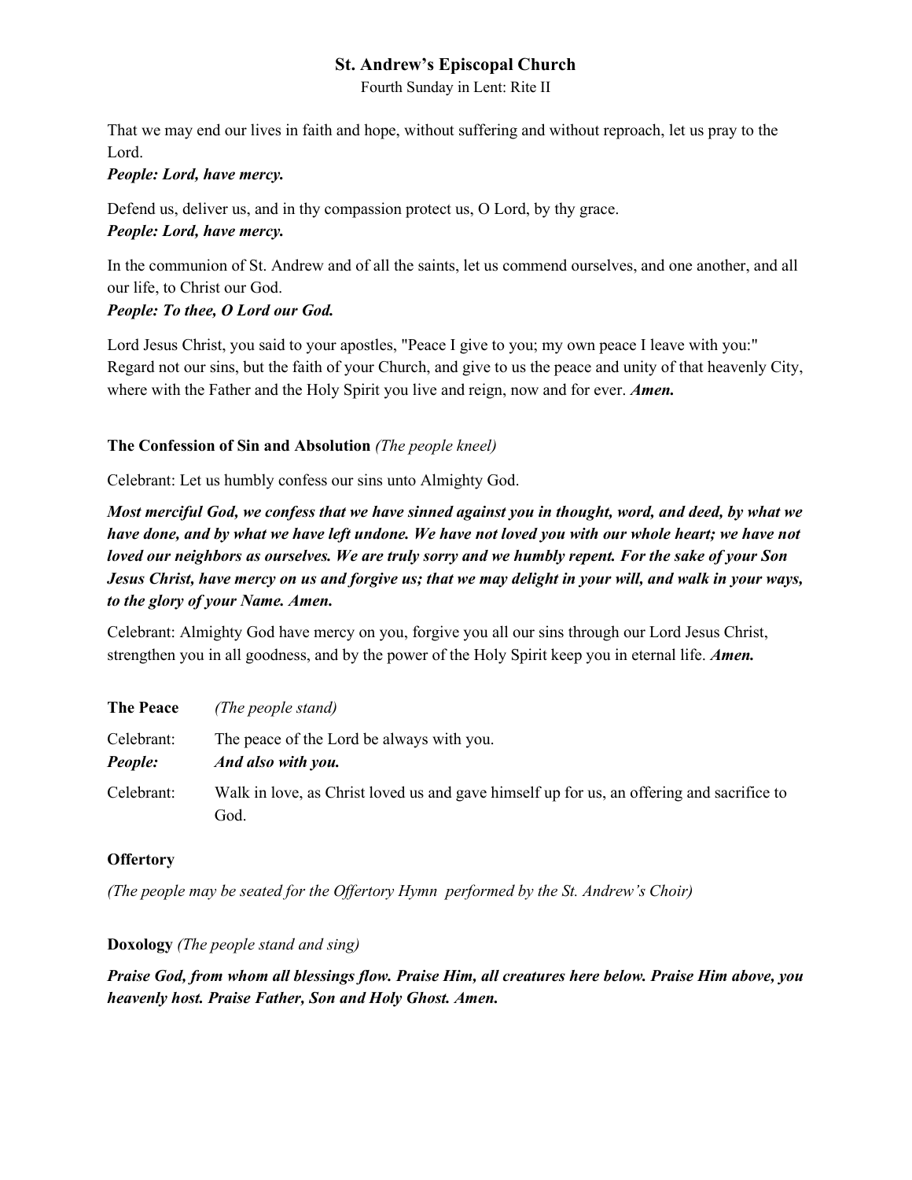That we may end our lives in faith and hope, without suffering and without reproach, let us pray to the Lord.

***People: Lord, have mercy.***

Defend us, deliver us, and in thy compassion protect us, O Lord, by thy grace.

***People: Lord, have mercy.***

In the communion of St. Andrew and of all the saints, let us commend ourselves, and one another, and all our life, to Christ our God.

***People: To thee, O Lord our God.***

Lord Jesus Christ, you said to your apostles, "Peace I give to you; my own peace I leave with you:" Regard not our sins, but the faith of your Church, and give to us the peace and unity of that heavenly City, where with the Father and the Holy Spirit you live and reign, now and for ever. ***Amen.***

**The Confession of Sin and Absolution** *(The people kneel)*

Celebrant: Let us humbly confess our sins unto Almighty God.

***Most merciful God, we confess that we have sinned against you in thought, word, and deed, by what we have done, and by what we have left undone. We have not loved you with our whole heart; we have not loved our neighbors as ourselves. We are truly sorry and we humbly repent. For the sake of your Son Jesus Christ, have mercy on us and forgive us; that we may delight in your will, and walk in your ways, to the glory of your Name. Amen.***

Celebrant: Almighty God have mercy on you, forgive you all our sins through our Lord Jesus Christ, strengthen you in all goodness, and by the power of the Holy Spirit keep you in eternal life. ***Amen.***

**The Peace** *(The people stand)*

Celebrant: The peace of the Lord be always with you.

***People: And also with you.***

Celebrant: Walk in love, as Christ loved us and gave himself up for us, an offering and sacrifice to God.

**Offertory**

*(The people may be seated for the Offertory Hymn performed by the St. Andrew's Choir)*

**Doxology** *(The people stand and sing)*

***Praise God, from whom all blessings flow. Praise Him, all creatures here below. Praise Him above, you heavenly host. Praise Father, Son and Holy Ghost. Amen.***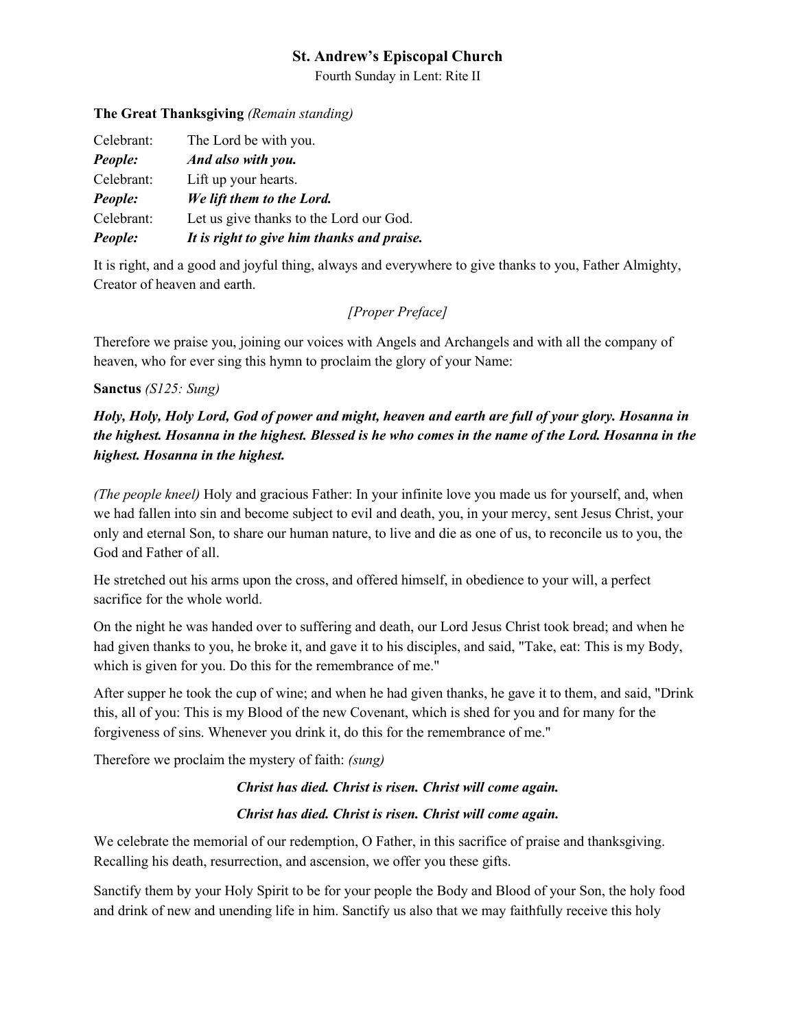**The Great Thanksgiving** *(Remain standing)*

| | |
|---|---|
| Celebrant: | The Lord be with you. |
| ***People:*** | ***And also with you.*** |
| Celebrant: | Lift up your hearts. |
| ***People:*** | ***We lift them to the Lord.*** |
| Celebrant: | Let us give thanks to the Lord our God. |
| ***People:*** | ***It is right to give him thanks and praise.*** |

It is right, and a good and joyful thing, always and everywhere to give thanks to you, Father Almighty, Creator of heaven and earth.

*[Proper Preface]*

Therefore we praise you, joining our voices with Angels and Archangels and with all the company of heaven, who for ever sing this hymn to proclaim the glory of your Name:

**Sanctus** *(S125: Sung)*

***Holy, Holy, Holy Lord, God of power and might, heaven and earth are full of your glory. Hosanna in the highest. Hosanna in the highest. Blessed is he who comes in the name of the Lord. Hosanna in the highest. Hosanna in the highest.***

*(The people kneel)* Holy and gracious Father: In your infinite love you made us for yourself, and, when we had fallen into sin and become subject to evil and death, you, in your mercy, sent Jesus Christ, your only and eternal Son, to share our human nature, to live and die as one of us, to reconcile us to you, the God and Father of all.

He stretched out his arms upon the cross, and offered himself, in obedience to your will, a perfect sacrifice for the whole world.

On the night he was handed over to suffering and death, our Lord Jesus Christ took bread; and when he had given thanks to you, he broke it, and gave it to his disciples, and said, "Take, eat: This is my Body, which is given for you. Do this for the remembrance of me."

After supper he took the cup of wine; and when he had given thanks, he gave it to them, and said, "Drink this, all of you: This is my Blood of the new Covenant, which is shed for you and for many for the forgiveness of sins. Whenever you drink it, do this for the remembrance of me."

Therefore we proclaim the mystery of faith: *(sung)*

***Christ has died. Christ is risen. Christ will come again.***

***Christ has died. Christ is risen. Christ will come again.***

We celebrate the memorial of our redemption, O Father, in this sacrifice of praise and thanksgiving. Recalling his death, resurrection, and ascension, we offer you these gifts.

Sanctify them by your Holy Spirit to be for your people the Body and Blood of your Son, the holy food and drink of new and unending life in him. Sanctify us also that we may faithfully receive this holy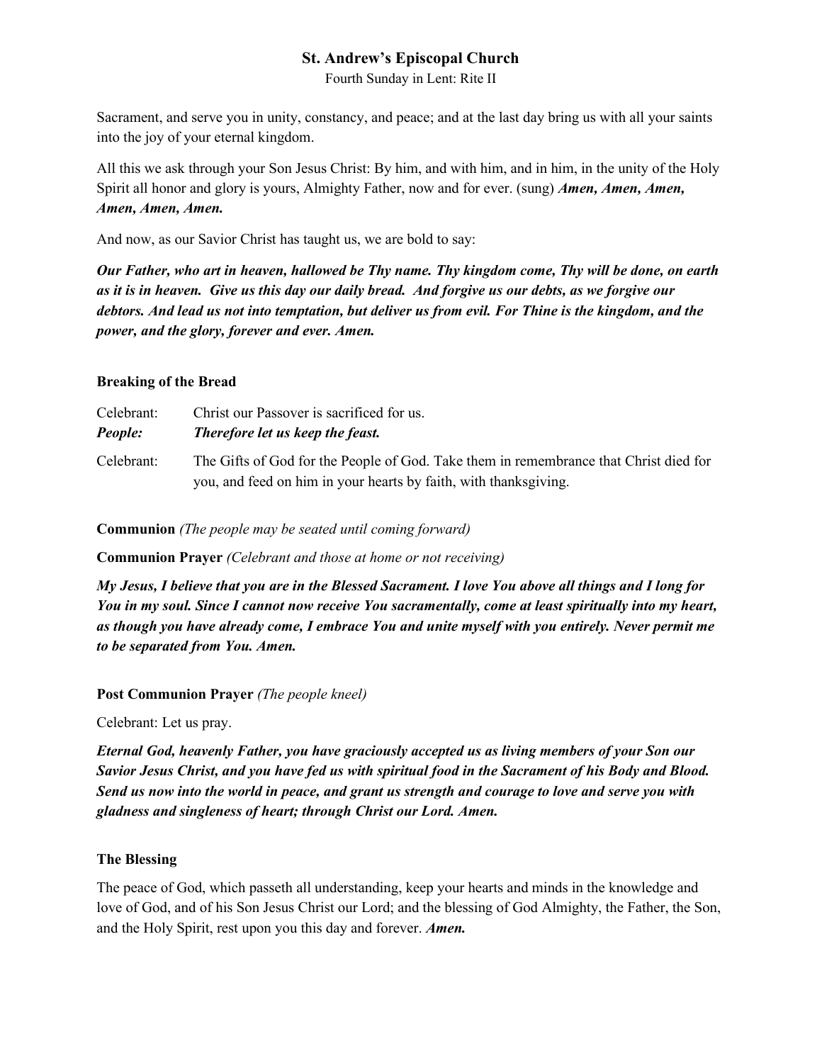Sacrament, and serve you in unity, constancy, and peace; and at the last day bring us with all your saints into the joy of your eternal kingdom.

All this we ask through your Son Jesus Christ: By him, and with him, and in him, in the unity of the Holy Spirit all honor and glory is yours, Almighty Father, now and for ever. (sung) ***Amen, Amen, Amen, Amen, Amen, Amen.***

And now, as our Savior Christ has taught us, we are bold to say:

***Our Father, who art in heaven, hallowed be Thy name. Thy kingdom come, Thy will be done, on earth as it is in heaven. Give us this day our daily bread. And forgive us our debts, as we forgive our debtors. And lead us not into temptation, but deliver us from evil. For Thine is the kingdom, and the power, and the glory, forever and ever. Amen.***

**Breaking of the Bread**

Celebrant: Christ our Passover is sacrificed for us.
***People: Therefore let us keep the feast.***

Celebrant: The Gifts of God for the People of God. Take them in remembrance that Christ died for you, and feed on him in your hearts by faith, with thanksgiving.

**Communion** *(The people may be seated until coming forward)*

**Communion Prayer** *(Celebrant and those at home or not receiving)*

***My Jesus, I believe that you are in the Blessed Sacrament. I love You above all things and I long for You in my soul. Since I cannot now receive You sacramentally, come at least spiritually into my heart, as though you have already come, I embrace You and unite myself with you entirely. Never permit me to be separated from You. Amen.***

**Post Communion Prayer** *(The people kneel)*

Celebrant: Let us pray.

***Eternal God, heavenly Father, you have graciously accepted us as living members of your Son our Savior Jesus Christ, and you have fed us with spiritual food in the Sacrament of his Body and Blood. Send us now into the world in peace, and grant us strength and courage to love and serve you with gladness and singleness of heart; through Christ our Lord. Amen.***

**The Blessing**

The peace of God, which passeth all understanding, keep your hearts and minds in the knowledge and love of God, and of his Son Jesus Christ our Lord; and the blessing of God Almighty, the Father, the Son, and the Holy Spirit, rest upon you this day and forever. ***Amen.***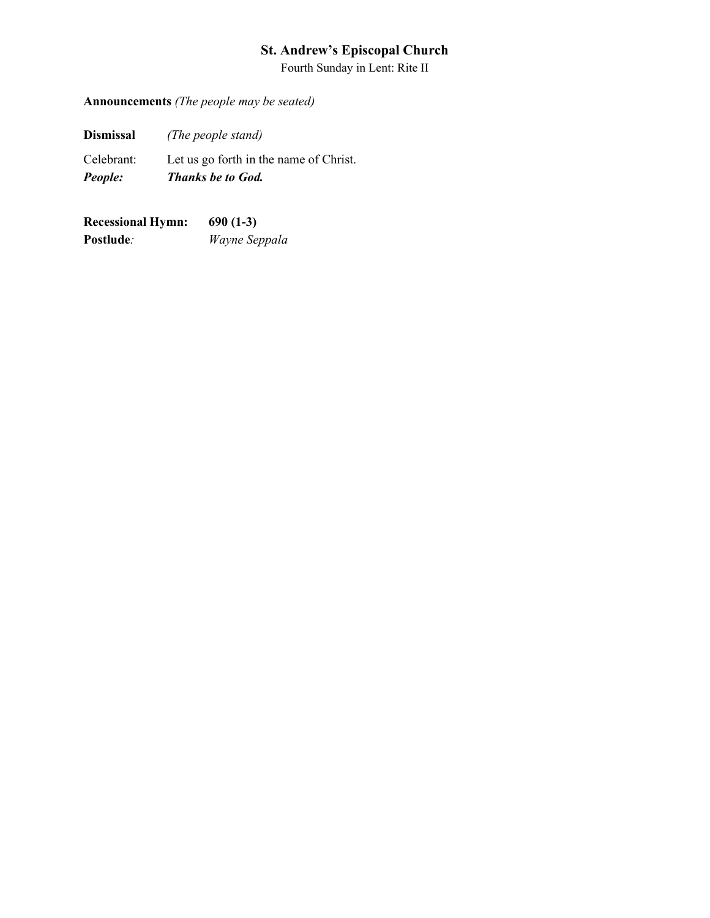**St. Andrew's Episcopal Church**

Fourth Sunday in Lent: Rite II

**Announcements** *(The people may be seated)*

**Dismissal** *(The people stand)*

Celebrant: Let us go forth in the name of Christ.

***People: Thanks be to God.***

**Recessional Hymn: 690 (1-3)**

**Postlude***:* *Wayne Seppala*